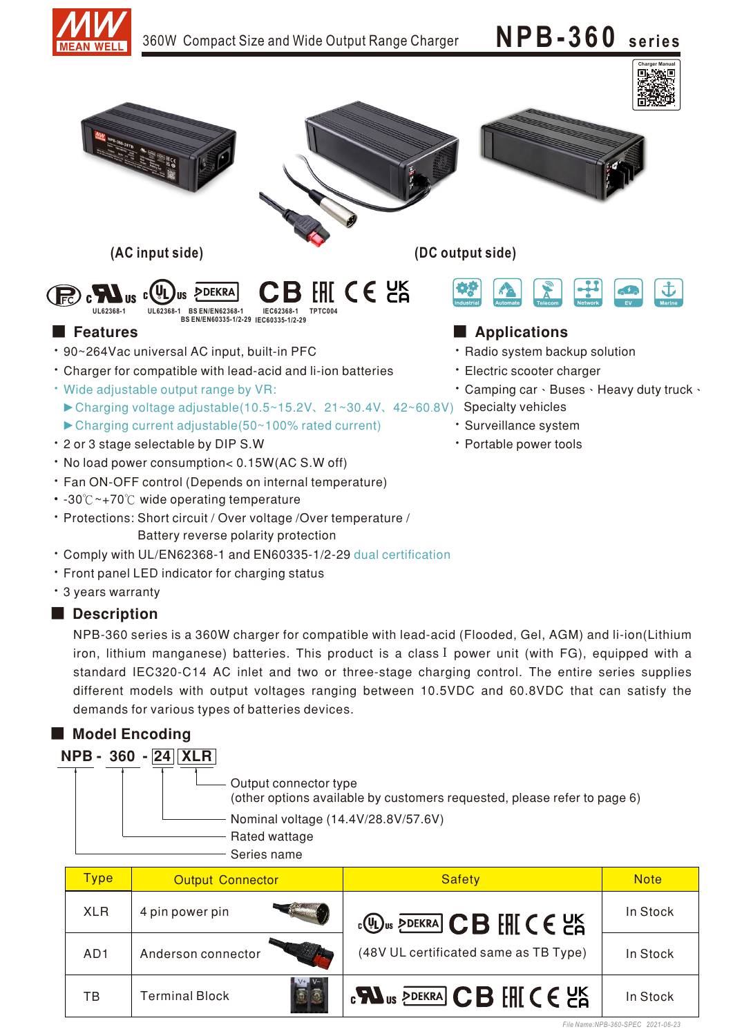# 360W Compact Size and Wide Output Range Charger

# NPB-360 series

(AC input side) (DC output side)

UL62368-1 | UL62368-1 BS EN/EN62368-1 BS EN/EN60335-1/2-29 | IEC62368-1 IEC60335-1/2-29 | TPTC004

Industrial | Automate | Telecom | Network | EV | Marine

## Features

- 90~264Vac universal AC input, built-in PFC
- Charger for compatible with lead-acid and li-ion batteries
- Wide adjustable output range by VR:
  - ▶Charging voltage adjustable(10.5~15.2V、21~30.4V、42~60.8V)
  - ▶Charging current adjustable(50~100% rated current)
- 2 or 3 stage selectable by DIP S.W
- No load power consumption< 0.15W(AC S.W off)
- Fan ON-OFF control (Depends on internal temperature)
- -30℃~+70℃ wide operating temperature
- Protections: Short circuit / Over voltage /Over temperature / Battery reverse polarity protection
- Comply with UL/EN62368-1 and EN60335-1/2-29 dual certification
- Front panel LED indicator for charging status
- 3 years warranty

## Applications

- Radio system backup solution
- Electric scooter charger
- Camping car、Buses、Heavy duty truck、Specialty vehicles
- Surveillance system
- Portable power tools

## Description

NPB-360 series is a 360W charger for compatible with lead-acid (Flooded, Gel, AGM) and li-ion(Lithium iron, lithium manganese) batteries. This product is a class I power unit (with FG), equipped with a standard IEC320-C14 AC inlet and two or three-stage charging control. The entire series supplies different models with output voltages ranging between 10.5VDC and 60.8VDC that can satisfy the demands for various types of batteries devices.

## Model Encoding

**NPB - 360 - 24 XLR**

- XLR: Output connector type (other options available by customers requested, please refer to page 6)
- 24: Nominal voltage (14.4V/28.8V/57.6V)
- 360: Rated wattage
- NPB: Series name

| Type | Output Connector | Safety | Note |
|---|---|---|---|
| XLR | 4 pin power pin | cULus, DEKRA, CB, EAC, CE, UKCA (48V UL certificated same as TB Type) | In Stock |
| AD1 | Anderson connector | | In Stock |
| TB | Terminal Block | cURus, DEKRA, CB, EAC, CE, UKCA | In Stock |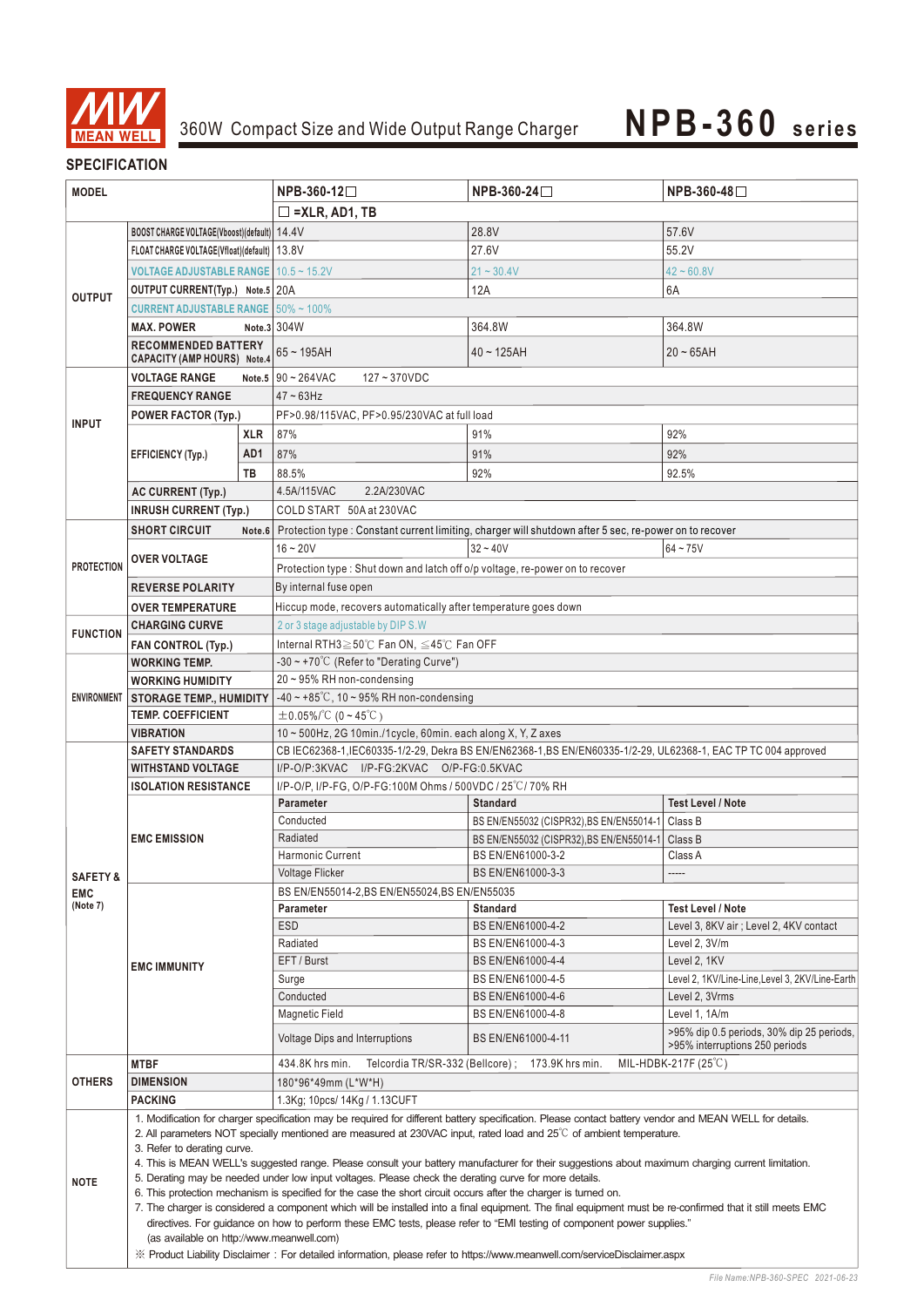# 360W Compact Size and Wide Output Range Charger — NPB-360 series

## SPECIFICATION

| MODEL | | | NPB-360-12☐ | NPB-360-24☐ | NPB-360-48☐ |
|---|---|---|---|---|---|
| | | | ☐ =XLR, AD1, TB | | |
| OUTPUT | BOOST CHARGE VOLTAGE(Vboost)(default) | | 14.4V | 28.8V | 57.6V |
| | FLOAT CHARGE VOLTAGE(Vfloat)(default) | | 13.8V | 27.6V | 55.2V |
| | VOLTAGE ADJUSTABLE RANGE | | 10.5 ~ 15.2V | 21 ~ 30.4V | 42 ~ 60.8V |
| | OUTPUT CURRENT(Typ.) Note.5 | | 20A | 12A | 6A |
| | CURRENT ADJUSTABLE RANGE | | 50% ~ 100% | | |
| | MAX. POWER Note.3 | | 304W | 364.8W | 364.8W |
| | RECOMMENDED BATTERY CAPACITY (AMP HOURS) Note.4 | | 65 ~ 195AH | 40 ~ 125AH | 20 ~ 65AH |
| INPUT | VOLTAGE RANGE Note.5 | | 90 ~ 264VAC 127 ~ 370VDC | | |
| | FREQUENCY RANGE | | 47 ~ 63Hz | | |
| | POWER FACTOR (Typ.) | | PF>0.98/115VAC, PF>0.95/230VAC at full load | | |
| | EFFICIENCY (Typ.) | XLR | 87% | 91% | 92% |
| | | AD1 | 87% | 91% | 92% |
| | | TB | 88.5% | 92% | 92.5% |
| | AC CURRENT (Typ.) | | 4.5A/115VAC 2.2A/230VAC | | |
| | INRUSH CURRENT (Typ.) | | COLD START 50A at 230VAC | | |
| PROTECTION | SHORT CIRCUIT Note.6 | | Protection type : Constant current limiting, charger will shutdown after 5 sec, re-power on to recover | | |
| | OVER VOLTAGE | | 16 ~ 20V | 32 ~ 40V | 64 ~ 75V |
| | | | Protection type : Shut down and latch off o/p voltage, re-power on to recover | | |
| | REVERSE POLARITY | | By internal fuse open | | |
| | OVER TEMPERATURE | | Hiccup mode, recovers automatically after temperature goes down | | |
| FUNCTION | CHARGING CURVE | | 2 or 3 stage adjustable by DIP S.W | | |
| | FAN CONTROL (Typ.) | | Internal RTH3≧50℃ Fan ON, ≦45℃ Fan OFF | | |
| ENVIRONMENT | WORKING TEMP. | | -30 ~ +70℃ (Refer to "Derating Curve") | | |
| | WORKING HUMIDITY | | 20 ~ 95% RH non-condensing | | |
| | STORAGE TEMP., HUMIDITY | | -40 ~ +85℃, 10 ~ 95% RH non-condensing | | |
| | TEMP. COEFFICIENT | | ±0.05%/℃ (0 ~ 45℃) | | |
| | VIBRATION | | 10 ~ 500Hz, 2G 10min./1cycle, 60min. each along X, Y, Z axes | | |
| SAFETY & EMC (Note 7) | SAFETY STANDARDS | | CB IEC62368-1,IEC60335-1/2-29, Dekra BS EN/EN62368-1,BS EN/EN60335-1/2-29, UL62368-1, EAC TP TC 004 approved | | |
| | WITHSTAND VOLTAGE | | I/P-O/P:3KVAC I/P-FG:2KVAC O/P-FG:0.5KVAC | | |
| | ISOLATION RESISTANCE | | I/P-O/P, I/P-FG, O/P-FG:100M Ohms / 500VDC / 25℃/ 70% RH | | |
| | EMC EMISSION | | **Parameter** | **Standard** | **Test Level / Note** |
| | | | Conducted | BS EN/EN55032 (CISPR32),BS EN/EN55014-1 | Class B |
| | | | Radiated | BS EN/EN55032 (CISPR32),BS EN/EN55014-1 | Class B |
| | | | Harmonic Current | BS EN/EN61000-3-2 | Class A |
| | | | Voltage Flicker | BS EN/EN61000-3-3 | ----- |
| | EMC IMMUNITY | | BS EN/EN55014-2,BS EN/EN55024,BS EN/EN55035 | | |
| | | | **Parameter** | **Standard** | **Test Level / Note** |
| | | | ESD | BS EN/EN61000-4-2 | Level 3, 8KV air ; Level 2, 4KV contact |
| | | | Radiated | BS EN/EN61000-4-3 | Level 2, 3V/m |
| | | | EFT / Burst | BS EN/EN61000-4-4 | Level 2, 1KV |
| | | | Surge | BS EN/EN61000-4-5 | Level 2, 1KV/Line-Line,Level 3, 2KV/Line-Earth |
| | | | Conducted | BS EN/EN61000-4-6 | Level 2, 3Vrms |
| | | | Magnetic Field | BS EN/EN61000-4-8 | Level 1, 1A/m |
| | | | Voltage Dips and Interruptions | BS EN/EN61000-4-11 | >95% dip 0.5 periods, 30% dip 25 periods, >95% interruptions 250 periods |
| OTHERS | MTBF | | 434.8K hrs min. Telcordia TR/SR-332 (Bellcore) ; 173.9K hrs min. MIL-HDBK-217F (25℃) | | |
| | DIMENSION | | 180\*96\*49mm (L\*W\*H) | | |
| | PACKING | | 1.3Kg; 10pcs/ 14Kg / 1.13CUFT | | |

**NOTE**

1. Modification for charger specification may be required for different battery specification. Please contact battery vendor and MEAN WELL for details.
2. All parameters NOT specially mentioned are measured at 230VAC input, rated load and 25℃ of ambient temperature.
3. Refer to derating curve.
4. This is MEAN WELL's suggested range. Please consult your battery manufacturer for their suggestions about maximum charging current limitation.
5. Derating may be needed under low input voltages. Please check the derating curve for more details.
6. This protection mechanism is specified for the case the short circuit occurs after the charger is turned on.
7. The charger is considered a component which will be installed into a final equipment. The final equipment must be re-confirmed that it still meets EMC directives. For guidance on how to perform these EMC tests, please refer to "EMI testing of component power supplies." (as available on http://www.meanwell.com)

※ Product Liability Disclaimer : For detailed information, please refer to https://www.meanwell.com/serviceDisclaimer.aspx

File Name:NPB-360-SPEC 2021-06-23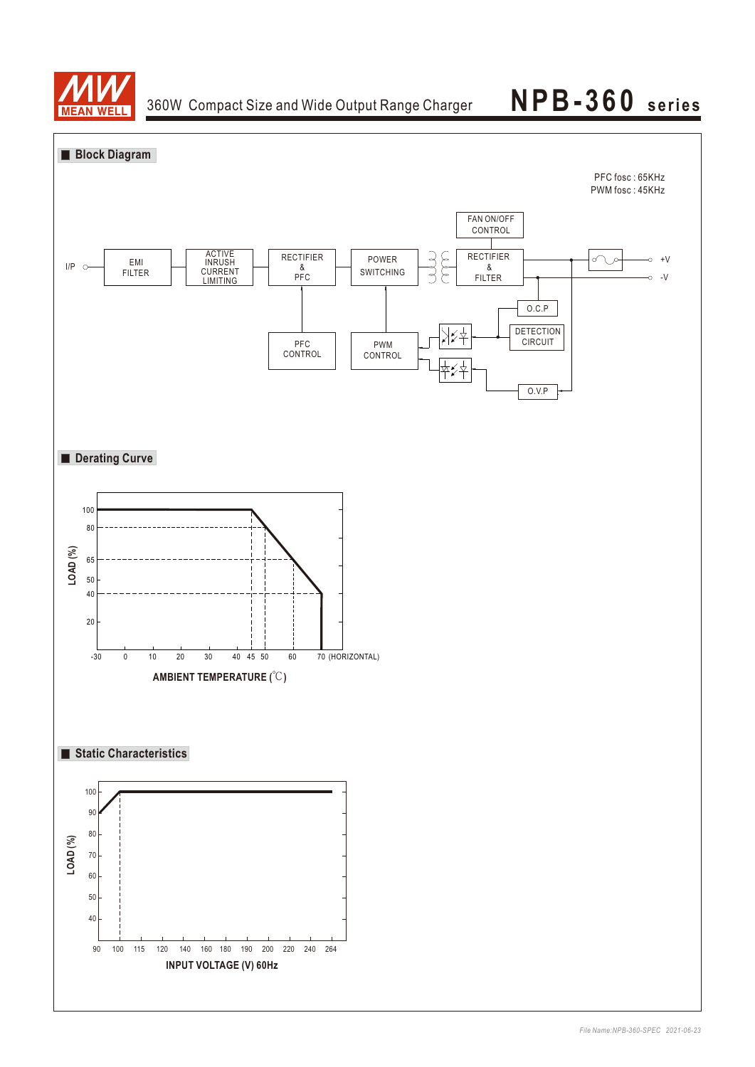## Block Diagram

PFC fosc : 65KHz
PWM fosc : 45KHz

I/P — EMI FILTER — ACTIVE INRUSH CURRENT LIMITING — RECTIFIER & PFC — POWER SWITCHING — RECTIFIER & FILTER — +V / -V

FAN ON/OFF CONTROL

PFC CONTROL

PWM CONTROL

O.C.P

DETECTION CIRCUIT

O.V.P

## Derating Curve

LOAD (%)

100, 80, 65, 50, 40, 20

-30, 0, 10, 20, 30, 40, 45, 50, 60, 70 (HORIZONTAL)

AMBIENT TEMPERATURE (℃)

## Static Characteristics

LOAD (%)

100, 90, 80, 70, 60, 50, 40

90, 100, 115, 120, 140, 160, 180, 190, 200, 220, 240, 264

INPUT VOLTAGE (V) 60Hz

*File Name:NPB-360-SPEC 2021-06-23*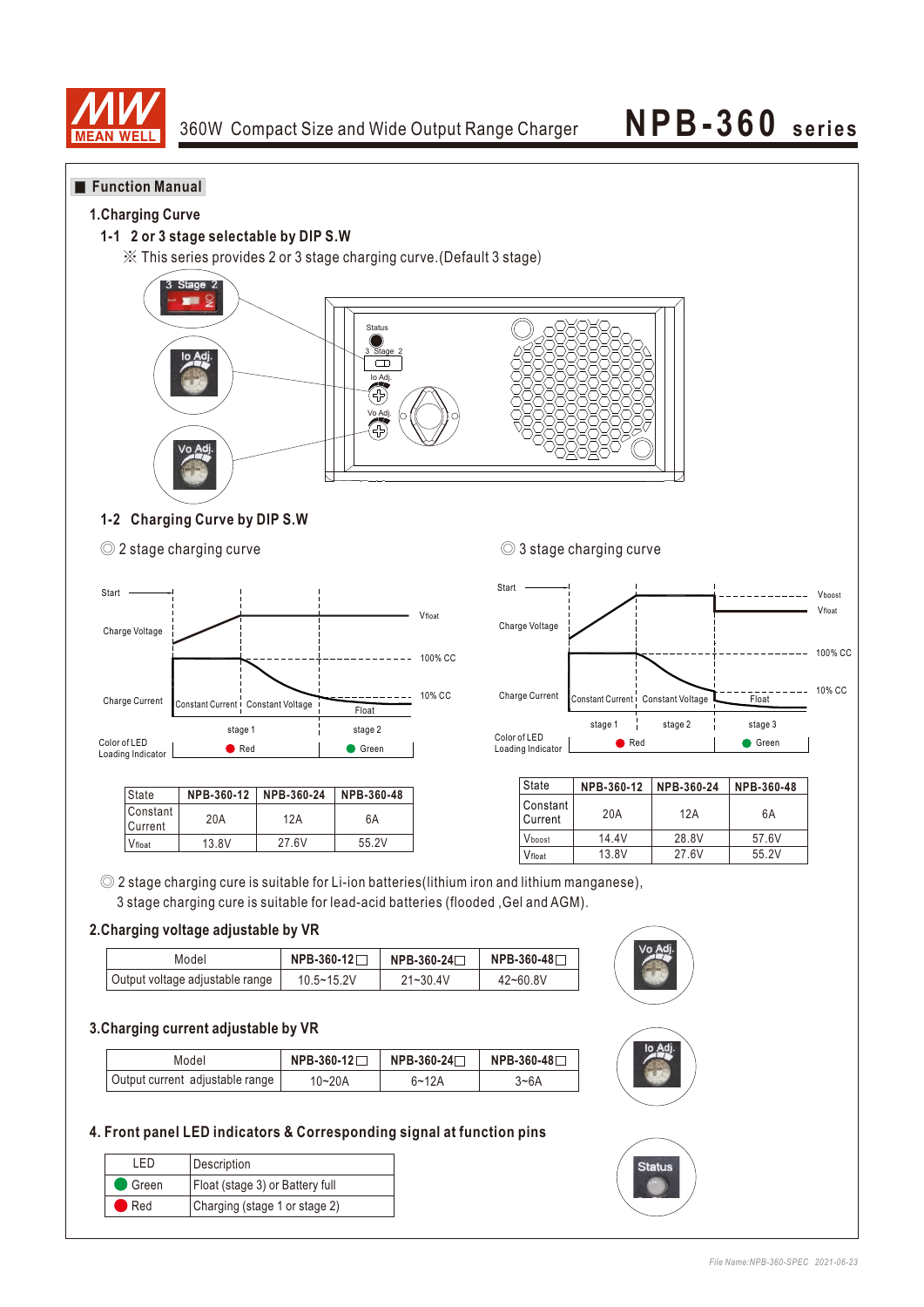## Function Manual

### 1.Charging Curve

#### 1-1 2 or 3 stage selectable by DIP S.W

※ This series provides 2 or 3 stage charging curve.(Default 3 stage)

#### 1-2 Charging Curve by DIP S.W

◎ 2 stage charging curve

| State | NPB-360-12 | NPB-360-24 | NPB-360-48 |
|---|---|---|---|
| Constant Current | 20A | 12A | 6A |
| $V_{float}$ | 13.8V | 27.6V | 55.2V |

◎ 3 stage charging curve

| State | NPB-360-12 | NPB-360-24 | NPB-360-48 |
|---|---|---|---|
| Constant Current | 20A | 12A | 6A |
| $V_{boost}$ | 14.4V | 28.8V | 57.6V |
| $V_{float}$ | 13.8V | 27.6V | 55.2V |

◎ 2 stage charging cure is suitable for Li-ion batteries(lithium iron and lithium manganese), 3 stage charging cure is suitable for lead-acid batteries (flooded ,Gel and AGM).

### 2.Charging voltage adjustable by VR

| Model | NPB-360-12☐ | NPB-360-24☐ | NPB-360-48☐ |
|---|---|---|---|
| Output voltage adjustable range | 10.5~15.2V | 21~30.4V | 42~60.8V |

### 3.Charging current adjustable by VR

| Model | NPB-360-12☐ | NPB-360-24☐ | NPB-360-48☐ |
|---|---|---|---|
| Output current adjustable range | 10~20A | 6~12A | 3~6A |

### 4. Front panel LED indicators & Corresponding signal at function pins

| LED | Description |
|---|---|
| Green | Float (stage 3) or Battery full |
| Red | Charging (stage 1 or stage 2) |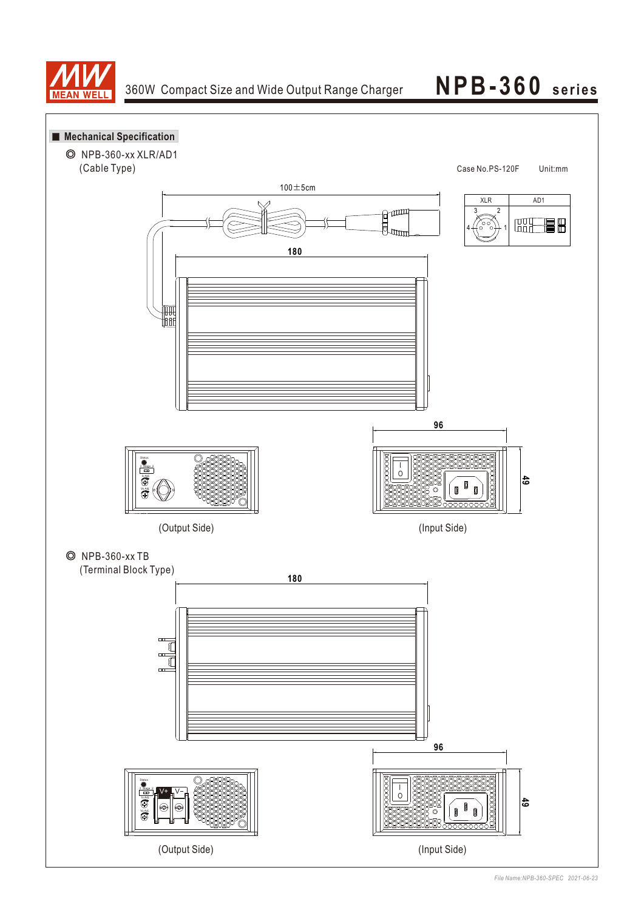## ■ Mechanical Specification

◎ NPB-360-xx XLR/AD1
(Cable Type)

Case No.PS-120F Unit:mm

100±5cm

| XLR | AD1 |
| --- | --- |
| 3 2 4 1 | |

180

96

49

(Output Side)

(Input Side)

◎ NPB-360-xx TB
(Terminal Block Type)

180

96

49

(Output Side)

(Input Side)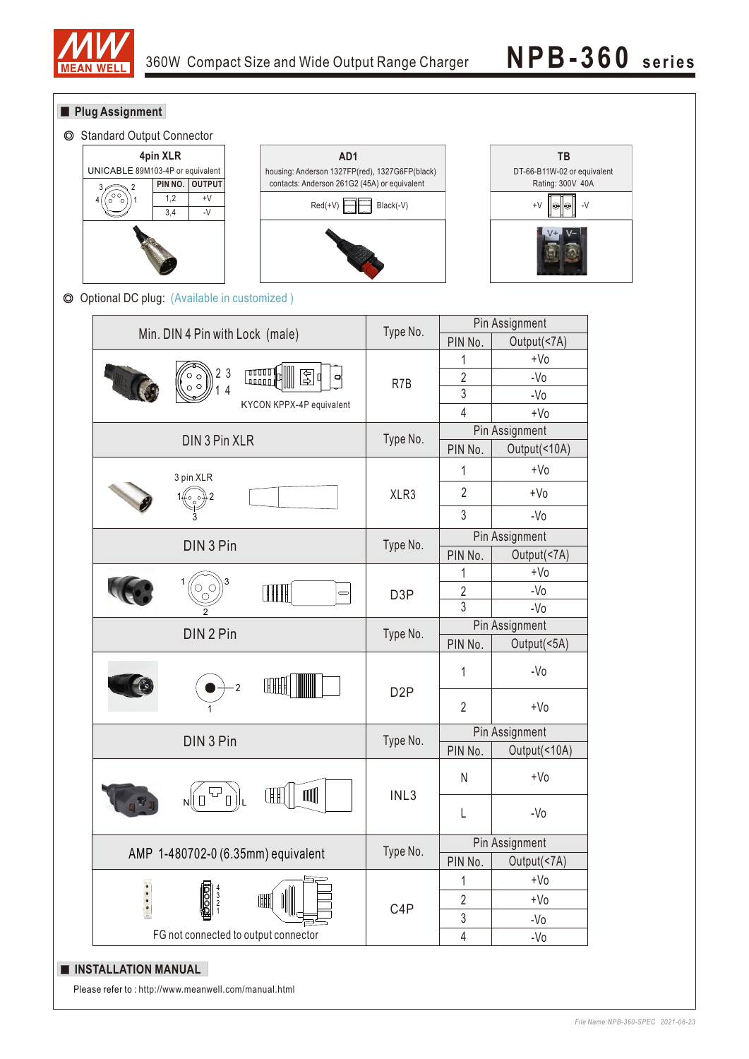## Plug Assignment

◎ Standard Output Connector

**4pin XLR**

UNICABLE 89M103-4P or equivalent

| PIN NO. | OUTPUT |
|---|---|
| 1,2 | +V |
| 3,4 | -V |

**AD1**

housing: Anderson 1327FP(red), 1327G6FP(black)
contacts: Anderson 261G2 (45A) or equivalent

Red(+V) Black(-V)

**TB**

DT-66-B11W-02 or equivalent
Rating: 300V 40A

+V -V

◎ Optional DC plug: (Available in customized )

| Min. DIN 4 Pin with Lock (male) | Type No. | Pin Assignment | |
|---|---|---|---|
| | | PIN No. | Output(<7A) |
| KYCON KPPX-4P equivalent | R7B | 1 | +Vo |
| | | 2 | -Vo |
| | | 3 | -Vo |
| | | 4 | +Vo |

| DIN 3 Pin XLR | Type No. | Pin Assignment | |
|---|---|---|---|
| | | PIN No. | Output(<10A) |
| 3 pin XLR | XLR3 | 1 | +Vo |
| | | 2 | +Vo |
| | | 3 | -Vo |

| DIN 3 Pin | Type No. | Pin Assignment | |
|---|---|---|---|
| | | PIN No. | Output(<7A) |
| | D3P | 1 | +Vo |
| | | 2 | -Vo |
| | | 3 | -Vo |

| DIN 2 Pin | Type No. | Pin Assignment | |
|---|---|---|---|
| | | PIN No. | Output(<5A) |
| | D2P | 1 | -Vo |
| | | 2 | +Vo |

| DIN 3 Pin | Type No. | Pin Assignment | |
|---|---|---|---|
| | | PIN No. | Output(<10A) |
| | INL3 | N | +Vo |
| | | L | -Vo |

| AMP 1-480702-0 (6.35mm) equivalent | Type No. | Pin Assignment | |
|---|---|---|---|
| | | PIN No. | Output(<7A) |
| FG not connected to output connector | C4P | 1 | +Vo |
| | | 2 | +Vo |
| | | 3 | -Vo |
| | | 4 | -Vo |

## INSTALLATION MANUAL

Please refer to : http://www.meanwell.com/manual.html